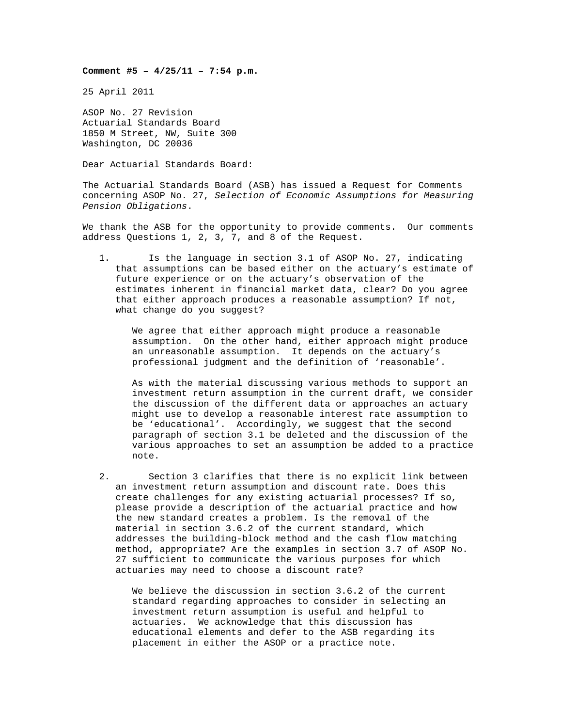**Comment #5 – 4/25/11 – 7:54 p.m.**

25 April 2011

ASOP No. 27 Revision
Actuarial Standards Board
1850 M Street, NW, Suite 300
Washington, DC 20036

Dear Actuarial Standards Board:

The Actuarial Standards Board (ASB) has issued a Request for Comments concerning ASOP No. 27, *Selection of Economic Assumptions for Measuring Pension Obligations*.

We thank the ASB for the opportunity to provide comments. Our comments address Questions 1, 2, 3, 7, and 8 of the Request.

1. Is the language in section 3.1 of ASOP No. 27, indicating that assumptions can be based either on the actuary's estimate of future experience or on the actuary's observation of the estimates inherent in financial market data, clear? Do you agree that either approach produces a reasonable assumption? If not, what change do you suggest?

   We agree that either approach might produce a reasonable assumption. On the other hand, either approach might produce an unreasonable assumption. It depends on the actuary's professional judgment and the definition of 'reasonable'.

   As with the material discussing various methods to support an investment return assumption in the current draft, we consider the discussion of the different data or approaches an actuary might use to develop a reasonable interest rate assumption to be 'educational'. Accordingly, we suggest that the second paragraph of section 3.1 be deleted and the discussion of the various approaches to set an assumption be added to a practice note.

2. Section 3 clarifies that there is no explicit link between an investment return assumption and discount rate. Does this create challenges for any existing actuarial processes? If so, please provide a description of the actuarial practice and how the new standard creates a problem. Is the removal of the material in section 3.6.2 of the current standard, which addresses the building-block method and the cash flow matching method, appropriate? Are the examples in section 3.7 of ASOP No. 27 sufficient to communicate the various purposes for which actuaries may need to choose a discount rate?

   We believe the discussion in section 3.6.2 of the current standard regarding approaches to consider in selecting an investment return assumption is useful and helpful to actuaries. We acknowledge that this discussion has educational elements and defer to the ASB regarding its placement in either the ASOP or a practice note.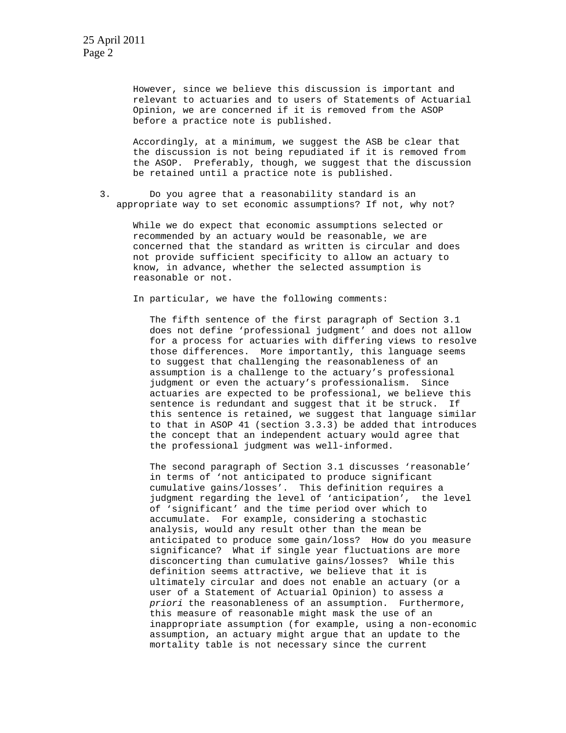However, since we believe this discussion is important and relevant to actuaries and to users of Statements of Actuarial Opinion, we are concerned if it is removed from the ASOP before a practice note is published.

Accordingly, at a minimum, we suggest the ASB be clear that the discussion is not being repudiated if it is removed from the ASOP. Preferably, though, we suggest that the discussion be retained until a practice note is published.

3. Do you agree that a reasonability standard is an appropriate way to set economic assumptions? If not, why not?

While we do expect that economic assumptions selected or recommended by an actuary would be reasonable, we are concerned that the standard as written is circular and does not provide sufficient specificity to allow an actuary to know, in advance, whether the selected assumption is reasonable or not.

In particular, we have the following comments:

The fifth sentence of the first paragraph of Section 3.1 does not define 'professional judgment' and does not allow for a process for actuaries with differing views to resolve those differences. More importantly, this language seems to suggest that challenging the reasonableness of an assumption is a challenge to the actuary's professional judgment or even the actuary's professionalism. Since actuaries are expected to be professional, we believe this sentence is redundant and suggest that it be struck. If this sentence is retained, we suggest that language similar to that in ASOP 41 (section 3.3.3) be added that introduces the concept that an independent actuary would agree that the professional judgment was well-informed.

The second paragraph of Section 3.1 discusses 'reasonable' in terms of 'not anticipated to produce significant cumulative gains/losses'. This definition requires a judgment regarding the level of 'anticipation', the level of 'significant' and the time period over which to accumulate. For example, considering a stochastic analysis, would any result other than the mean be anticipated to produce some gain/loss? How do you measure significance? What if single year fluctuations are more disconcerting than cumulative gains/losses? While this definition seems attractive, we believe that it is ultimately circular and does not enable an actuary (or a user of a Statement of Actuarial Opinion) to assess *a priori* the reasonableness of an assumption. Furthermore, this measure of reasonable might mask the use of an inappropriate assumption (for example, using a non-economic assumption, an actuary might argue that an update to the mortality table is not necessary since the current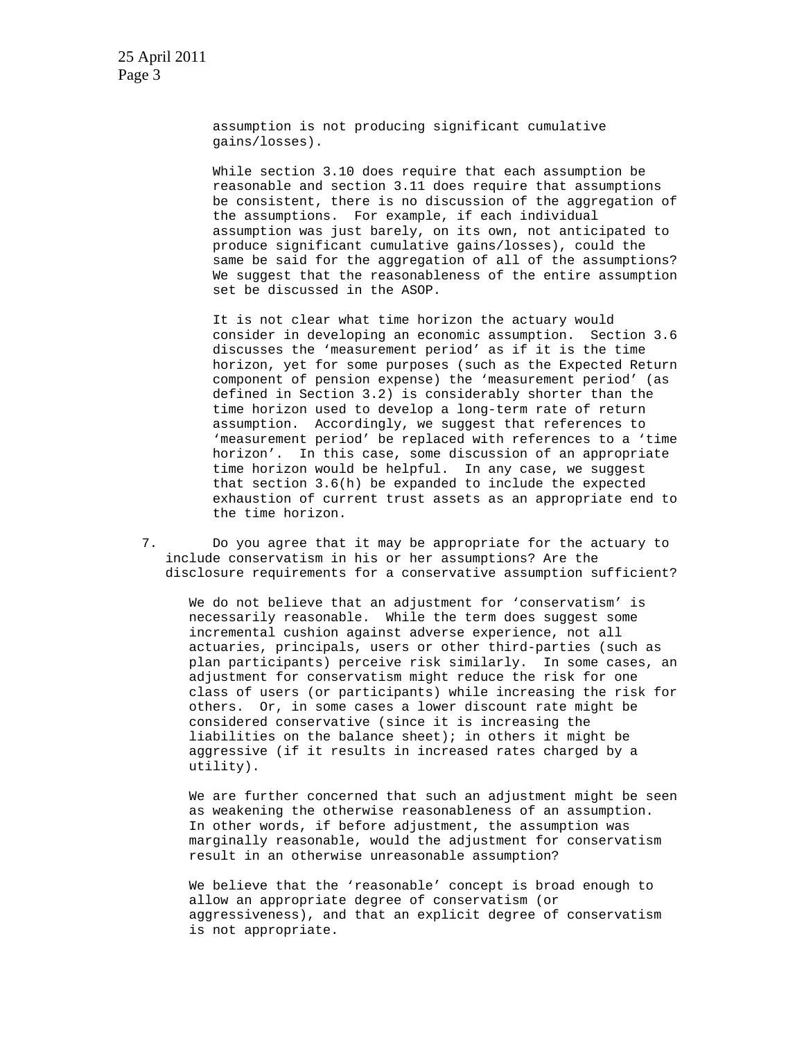assumption is not producing significant cumulative gains/losses).

While section 3.10 does require that each assumption be reasonable and section 3.11 does require that assumptions be consistent, there is no discussion of the aggregation of the assumptions. For example, if each individual assumption was just barely, on its own, not anticipated to produce significant cumulative gains/losses), could the same be said for the aggregation of all of the assumptions? We suggest that the reasonableness of the entire assumption set be discussed in the ASOP.

It is not clear what time horizon the actuary would consider in developing an economic assumption. Section 3.6 discusses the 'measurement period' as if it is the time horizon, yet for some purposes (such as the Expected Return component of pension expense) the 'measurement period' (as defined in Section 3.2) is considerably shorter than the time horizon used to develop a long-term rate of return assumption. Accordingly, we suggest that references to 'measurement period' be replaced with references to a 'time horizon'. In this case, some discussion of an appropriate time horizon would be helpful. In any case, we suggest that section 3.6(h) be expanded to include the expected exhaustion of current trust assets as an appropriate end to the time horizon.

7. Do you agree that it may be appropriate for the actuary to include conservatism in his or her assumptions? Are the disclosure requirements for a conservative assumption sufficient?

We do not believe that an adjustment for 'conservatism' is necessarily reasonable. While the term does suggest some incremental cushion against adverse experience, not all actuaries, principals, users or other third-parties (such as plan participants) perceive risk similarly. In some cases, an adjustment for conservatism might reduce the risk for one class of users (or participants) while increasing the risk for others. Or, in some cases a lower discount rate might be considered conservative (since it is increasing the liabilities on the balance sheet); in others it might be aggressive (if it results in increased rates charged by a utility).

We are further concerned that such an adjustment might be seen as weakening the otherwise reasonableness of an assumption. In other words, if before adjustment, the assumption was marginally reasonable, would the adjustment for conservatism result in an otherwise unreasonable assumption?

We believe that the 'reasonable' concept is broad enough to allow an appropriate degree of conservatism (or aggressiveness), and that an explicit degree of conservatism is not appropriate.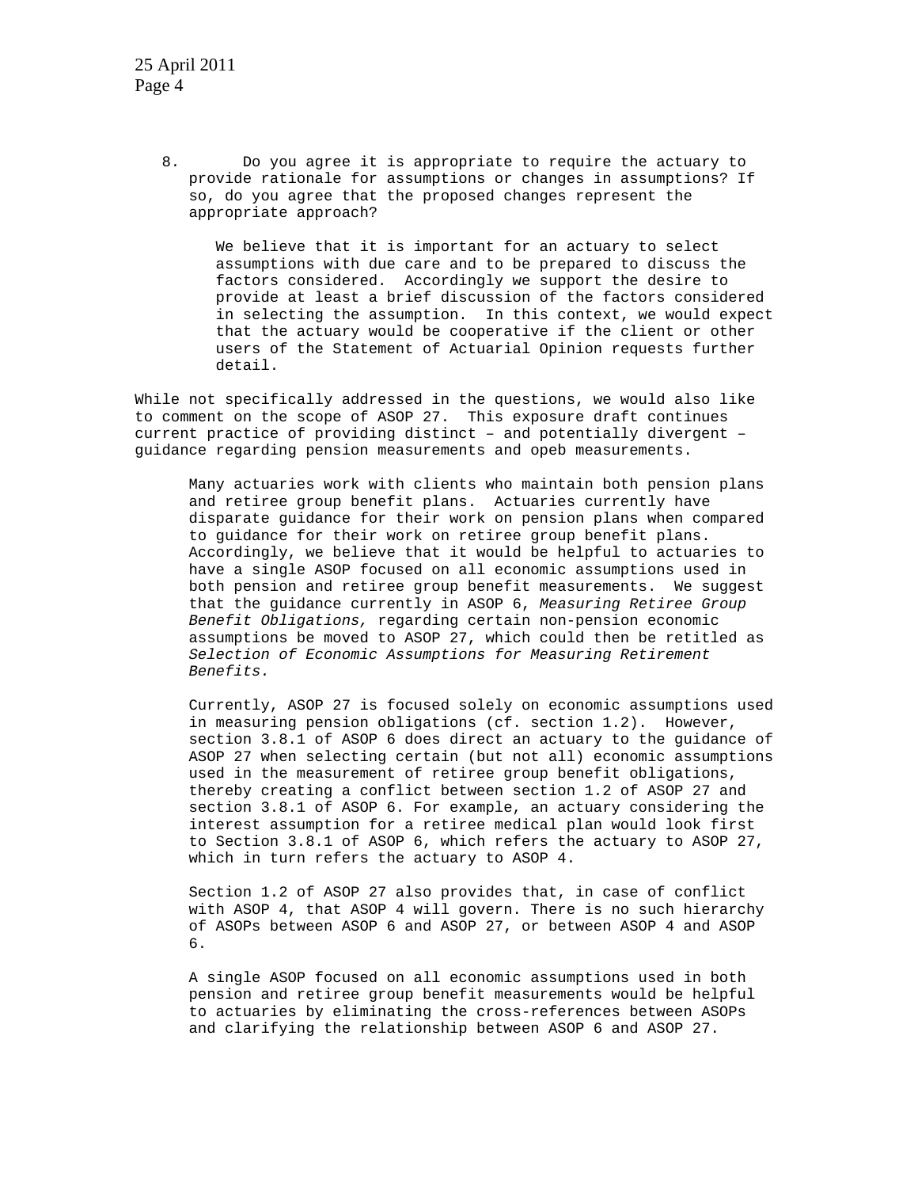8. Do you agree it is appropriate to require the actuary to provide rationale for assumptions or changes in assumptions? If so, do you agree that the proposed changes represent the appropriate approach?

   We believe that it is important for an actuary to select assumptions with due care and to be prepared to discuss the factors considered. Accordingly we support the desire to provide at least a brief discussion of the factors considered in selecting the assumption. In this context, we would expect that the actuary would be cooperative if the client or other users of the Statement of Actuarial Opinion requests further detail.

While not specifically addressed in the questions, we would also like to comment on the scope of ASOP 27. This exposure draft continues current practice of providing distinct – and potentially divergent – guidance regarding pension measurements and opeb measurements.

Many actuaries work with clients who maintain both pension plans and retiree group benefit plans. Actuaries currently have disparate guidance for their work on pension plans when compared to guidance for their work on retiree group benefit plans. Accordingly, we believe that it would be helpful to actuaries to have a single ASOP focused on all economic assumptions used in both pension and retiree group benefit measurements. We suggest that the guidance currently in ASOP 6, *Measuring Retiree Group Benefit Obligations,* regarding certain non-pension economic assumptions be moved to ASOP 27, which could then be retitled as *Selection of Economic Assumptions for Measuring Retirement Benefits.*

Currently, ASOP 27 is focused solely on economic assumptions used in measuring pension obligations (cf. section 1.2). However, section 3.8.1 of ASOP 6 does direct an actuary to the guidance of ASOP 27 when selecting certain (but not all) economic assumptions used in the measurement of retiree group benefit obligations, thereby creating a conflict between section 1.2 of ASOP 27 and section 3.8.1 of ASOP 6. For example, an actuary considering the interest assumption for a retiree medical plan would look first to Section 3.8.1 of ASOP 6, which refers the actuary to ASOP 27, which in turn refers the actuary to ASOP 4.

Section 1.2 of ASOP 27 also provides that, in case of conflict with ASOP 4, that ASOP 4 will govern. There is no such hierarchy of ASOPs between ASOP 6 and ASOP 27, or between ASOP 4 and ASOP 6.

A single ASOP focused on all economic assumptions used in both pension and retiree group benefit measurements would be helpful to actuaries by eliminating the cross-references between ASOPs and clarifying the relationship between ASOP 6 and ASOP 27.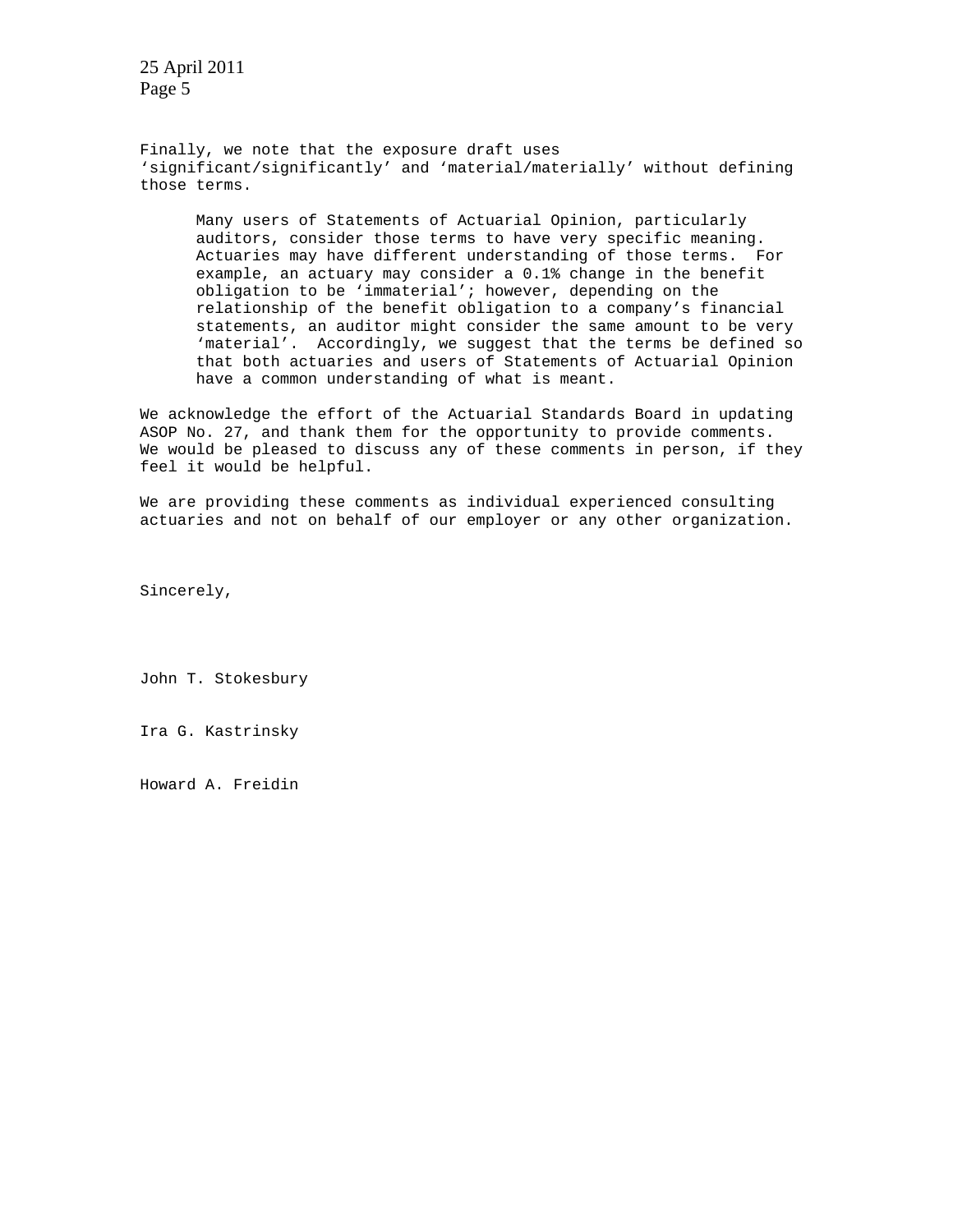Finally, we note that the exposure draft uses ‘significant/significantly’ and ‘material/materially’ without defining those terms.

> Many users of Statements of Actuarial Opinion, particularly auditors, consider those terms to have very specific meaning. Actuaries may have different understanding of those terms. For example, an actuary may consider a 0.1% change in the benefit obligation to be ‘immaterial’; however, depending on the relationship of the benefit obligation to a company’s financial statements, an auditor might consider the same amount to be very ‘material’. Accordingly, we suggest that the terms be defined so that both actuaries and users of Statements of Actuarial Opinion have a common understanding of what is meant.

We acknowledge the effort of the Actuarial Standards Board in updating ASOP No. 27, and thank them for the opportunity to provide comments. We would be pleased to discuss any of these comments in person, if they feel it would be helpful.

We are providing these comments as individual experienced consulting actuaries and not on behalf of our employer or any other organization.

Sincerely,

John T. Stokesbury

Ira G. Kastrinsky

Howard A. Freidin